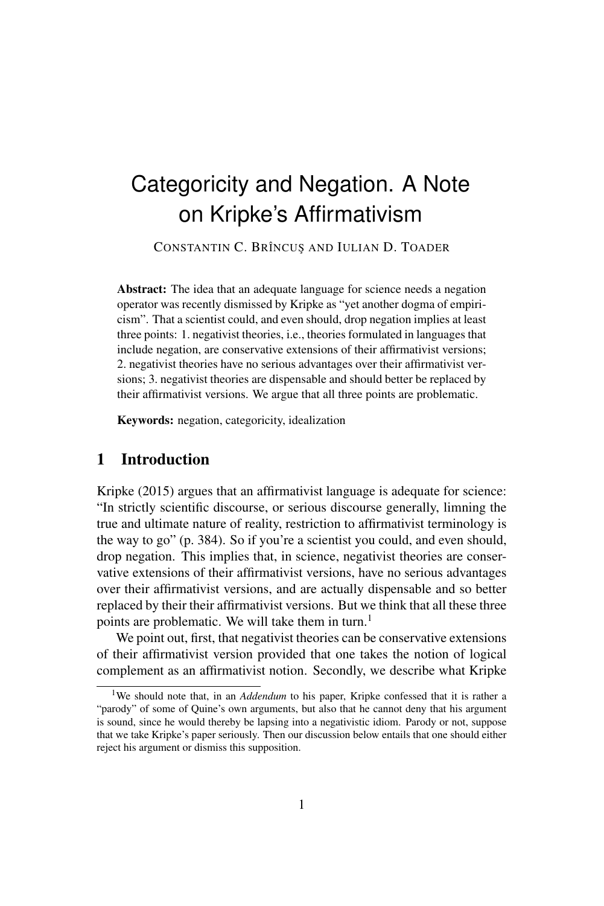# Categoricity and Negation. A Note on Kripke's Affirmativism

CONSTANTIN C. BRÎNCUŞ AND IULIAN D. TOADER

**Abstract:** The idea that an adequate language for science needs a negation operator was recently dismissed by Kripke as "yet another dogma of empiricism". That a scientist could, and even should, drop negation implies at least three points: 1. negativist theories, i.e., theories formulated in languages that include negation, are conservative extensions of their affirmativist versions; 2. negativist theories have no serious advantages over their affirmativist versions; 3. negativist theories are dispensable and should better be replaced by their affirmativist versions. We argue that all three points are problematic.

**Keywords:** negation, categoricity, idealization

## 1 Introduction

Kripke (2015) argues that an affirmativist language is adequate for science: "In strictly scientific discourse, or serious discourse generally, limning the true and ultimate nature of reality, restriction to affirmativist terminology is the way to go" (p. 384). So if you're a scientist you could, and even should, drop negation. This implies that, in science, negativist theories are conservative extensions of their affirmativist versions, have no serious advantages over their affirmativist versions, and are actually dispensable and so better replaced by their their affirmativist versions. But we think that all these three points are problematic. We will take them in turn.[1]

We point out, first, that negativist theories can be conservative extensions of their affirmativist version provided that one takes the notion of logical complement as an affirmativist notion. Secondly, we describe what Kripke

[1] We should note that, in an *Addendum* to his paper, Kripke confessed that it is rather a "parody" of some of Quine's own arguments, but also that he cannot deny that his argument is sound, since he would thereby be lapsing into a negativistic idiom. Parody or not, suppose that we take Kripke's paper seriously. Then our discussion below entails that one should either reject his argument or dismiss this supposition.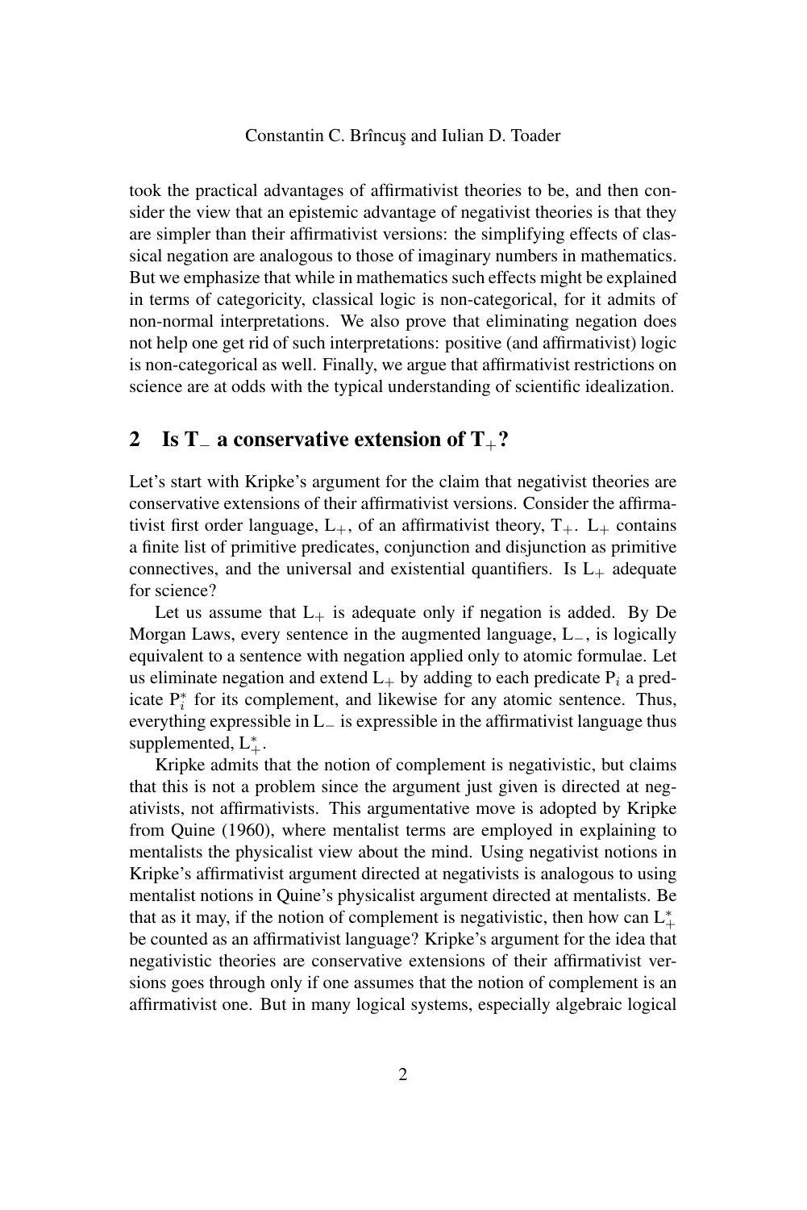took the practical advantages of affirmativist theories to be, and then consider the view that an epistemic advantage of negativist theories is that they are simpler than their affirmativist versions: the simplifying effects of classical negation are analogous to those of imaginary numbers in mathematics. But we emphasize that while in mathematics such effects might be explained in terms of categoricity, classical logic is non-categorical, for it admits of non-normal interpretations. We also prove that eliminating negation does not help one get rid of such interpretations: positive (and affirmativist) logic is non-categorical as well. Finally, we argue that affirmativist restrictions on science are at odds with the typical understanding of scientific idealization.

## 2 Is $T_{-}$ a conservative extension of $T_{+}$?

Let's start with Kripke's argument for the claim that negativist theories are conservative extensions of their affirmativist versions. Consider the affirmativist first order language, $L_{+}$, of an affirmativist theory, $T_{+}$. $L_{+}$ contains a finite list of primitive predicates, conjunction and disjunction as primitive connectives, and the universal and existential quantifiers. Is $L_{+}$ adequate for science?

Let us assume that $L_{+}$ is adequate only if negation is added. By De Morgan Laws, every sentence in the augmented language, $L_{-}$, is logically equivalent to a sentence with negation applied only to atomic formulae. Let us eliminate negation and extend $L_{+}$ by adding to each predicate $P_i$ a predicate $P_i^*$ for its complement, and likewise for any atomic sentence. Thus, everything expressible in $L_{-}$ is expressible in the affirmativist language thus supplemented, $L_{+}^*$.

Kripke admits that the notion of complement is negativistic, but claims that this is not a problem since the argument just given is directed at negativists, not affirmativists. This argumentative move is adopted by Kripke from Quine (1960), where mentalist terms are employed in explaining to mentalists the physicalist view about the mind. Using negativist notions in Kripke's affirmativist argument directed at negativists is analogous to using mentalist notions in Quine's physicalist argument directed at mentalists. Be that as it may, if the notion of complement is negativistic, then how can $L_{+}^*$ be counted as an affirmativist language? Kripke's argument for the idea that negativistic theories are conservative extensions of their affirmativist versions goes through only if one assumes that the notion of complement is an affirmativist one. But in many logical systems, especially algebraic logical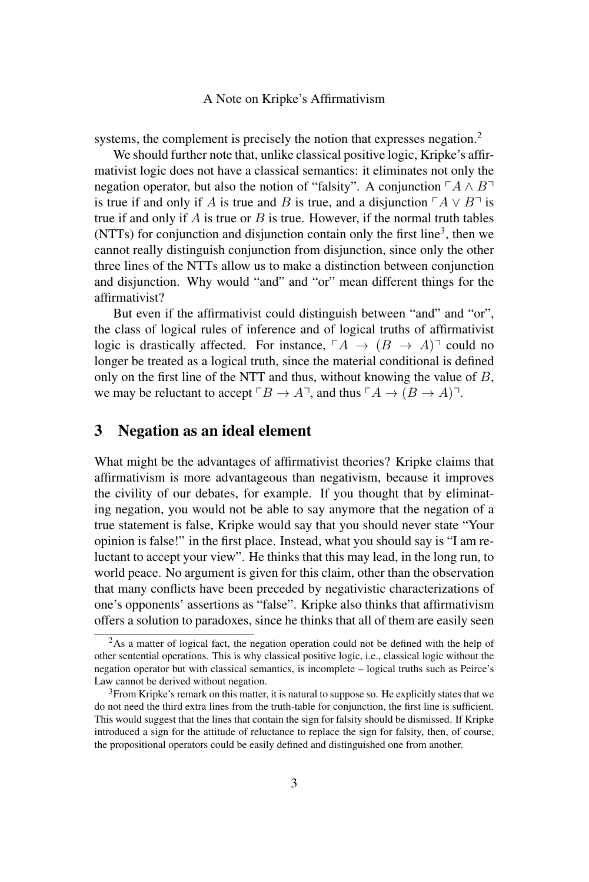systems, the complement is precisely the notion that expresses negation.[2]

We should further note that, unlike classical positive logic, Kripke's affirmativist logic does not have a classical semantics: it eliminates not only the negation operator, but also the notion of "falsity". A conjunction $\ulcorner A \wedge B \urcorner$ is true if and only if $A$ is true and $B$ is true, and a disjunction $\ulcorner A \vee B \urcorner$ is true if and only if $A$ is true or $B$ is true. However, if the normal truth tables (NTTs) for conjunction and disjunction contain only the first line[3], then we cannot really distinguish conjunction from disjunction, since only the other three lines of the NTTs allow us to make a distinction between conjunction and disjunction. Why would "and" and "or" mean different things for the affirmativist?

But even if the affirmativist could distinguish between "and" and "or", the class of logical rules of inference and of logical truths of affirmativist logic is drastically affected. For instance, $\ulcorner A \rightarrow (B \rightarrow A) \urcorner$ could no longer be treated as a logical truth, since the material conditional is defined only on the first line of the NTT and thus, without knowing the value of $B$, we may be reluctant to accept $\ulcorner B \rightarrow A \urcorner$, and thus $\ulcorner A \rightarrow (B \rightarrow A) \urcorner$.

## 3 Negation as an ideal element

What might be the advantages of affirmativist theories? Kripke claims that affirmativism is more advantageous than negativism, because it improves the civility of our debates, for example. If you thought that by eliminating negation, you would not be able to say anymore that the negation of a true statement is false, Kripke would say that you should never state "Your opinion is false!" in the first place. Instead, what you should say is "I am reluctant to accept your view". He thinks that this may lead, in the long run, to world peace. No argument is given for this claim, other than the observation that many conflicts have been preceded by negativistic characterizations of one's opponents' assertions as "false". Kripke also thinks that affirmativism offers a solution to paradoxes, since he thinks that all of them are easily seen

[2] As a matter of logical fact, the negation operation could not be defined with the help of other sentential operations. This is why classical positive logic, i.e., classical logic without the negation operator but with classical semantics, is incomplete – logical truths such as Peirce's Law cannot be derived without negation.

[3] From Kripke's remark on this matter, it is natural to suppose so. He explicitly states that we do not need the third extra lines from the truth-table for conjunction, the first line is sufficient. This would suggest that the lines that contain the sign for falsity should be dismissed. If Kripke introduced a sign for the attitude of reluctance to replace the sign for falsity, then, of course, the propositional operators could be easily defined and distinguished one from another.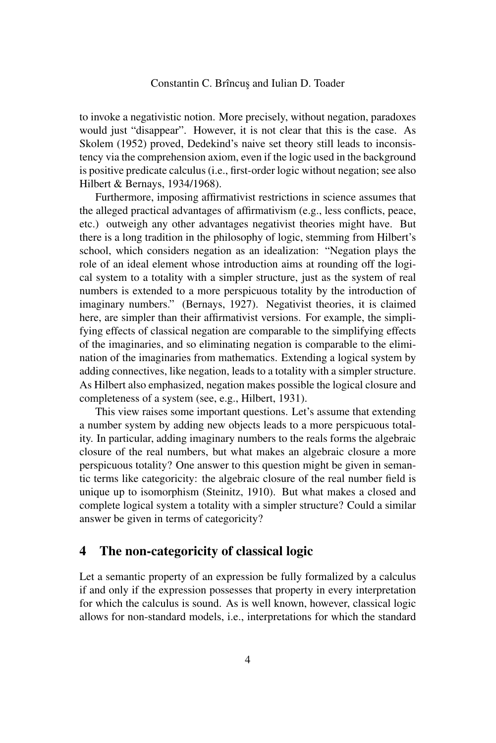to invoke a negativistic notion. More precisely, without negation, paradoxes would just "disappear". However, it is not clear that this is the case. As Skolem (1952) proved, Dedekind's naive set theory still leads to inconsistency via the comprehension axiom, even if the logic used in the background is positive predicate calculus (i.e., first-order logic without negation; see also Hilbert & Bernays, 1934/1968).

Furthermore, imposing affirmativist restrictions in science assumes that the alleged practical advantages of affirmativism (e.g., less conflicts, peace, etc.) outweigh any other advantages negativist theories might have. But there is a long tradition in the philosophy of logic, stemming from Hilbert's school, which considers negation as an idealization: "Negation plays the role of an ideal element whose introduction aims at rounding off the logical system to a totality with a simpler structure, just as the system of real numbers is extended to a more perspicuous totality by the introduction of imaginary numbers." (Bernays, 1927). Negativist theories, it is claimed here, are simpler than their affirmativist versions. For example, the simplifying effects of classical negation are comparable to the simplifying effects of the imaginaries, and so eliminating negation is comparable to the elimination of the imaginaries from mathematics. Extending a logical system by adding connectives, like negation, leads to a totality with a simpler structure. As Hilbert also emphasized, negation makes possible the logical closure and completeness of a system (see, e.g., Hilbert, 1931).

This view raises some important questions. Let's assume that extending a number system by adding new objects leads to a more perspicuous totality. In particular, adding imaginary numbers to the reals forms the algebraic closure of the real numbers, but what makes an algebraic closure a more perspicuous totality? One answer to this question might be given in semantic terms like categoricity: the algebraic closure of the real number field is unique up to isomorphism (Steinitz, 1910). But what makes a closed and complete logical system a totality with a simpler structure? Could a similar answer be given in terms of categoricity?

## 4 The non-categoricity of classical logic

Let a semantic property of an expression be fully formalized by a calculus if and only if the expression possesses that property in every interpretation for which the calculus is sound. As is well known, however, classical logic allows for non-standard models, i.e., interpretations for which the standard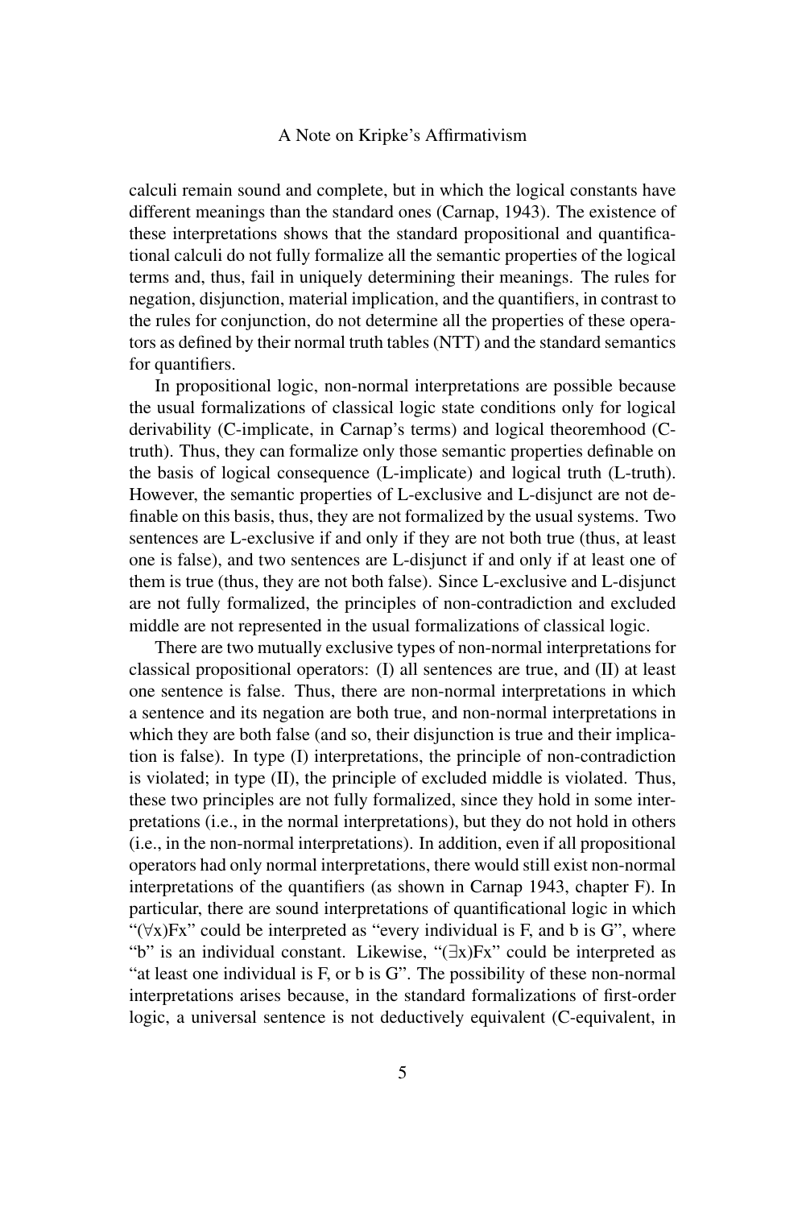calculi remain sound and complete, but in which the logical constants have different meanings than the standard ones (Carnap, 1943). The existence of these interpretations shows that the standard propositional and quantificational calculi do not fully formalize all the semantic properties of the logical terms and, thus, fail in uniquely determining their meanings. The rules for negation, disjunction, material implication, and the quantifiers, in contrast to the rules for conjunction, do not determine all the properties of these operators as defined by their normal truth tables (NTT) and the standard semantics for quantifiers.

In propositional logic, non-normal interpretations are possible because the usual formalizations of classical logic state conditions only for logical derivability (C-implicate, in Carnap's terms) and logical theoremhood (C-truth). Thus, they can formalize only those semantic properties definable on the basis of logical consequence (L-implicate) and logical truth (L-truth). However, the semantic properties of L-exclusive and L-disjunct are not definable on this basis, thus, they are not formalized by the usual systems. Two sentences are L-exclusive if and only if they are not both true (thus, at least one is false), and two sentences are L-disjunct if and only if at least one of them is true (thus, they are not both false). Since L-exclusive and L-disjunct are not fully formalized, the principles of non-contradiction and excluded middle are not represented in the usual formalizations of classical logic.

There are two mutually exclusive types of non-normal interpretations for classical propositional operators: (I) all sentences are true, and (II) at least one sentence is false. Thus, there are non-normal interpretations in which a sentence and its negation are both true, and non-normal interpretations in which they are both false (and so, their disjunction is true and their implication is false). In type (I) interpretations, the principle of non-contradiction is violated; in type (II), the principle of excluded middle is violated. Thus, these two principles are not fully formalized, since they hold in some interpretations (i.e., in the normal interpretations), but they do not hold in others (i.e., in the non-normal interpretations). In addition, even if all propositional operators had only normal interpretations, there would still exist non-normal interpretations of the quantifiers (as shown in Carnap 1943, chapter F). In particular, there are sound interpretations of quantificational logic in which "$(\forall x)Fx$" could be interpreted as "every individual is F, and b is G", where "b" is an individual constant. Likewise, "$(\exists x)Fx$" could be interpreted as "at least one individual is F, or b is G". The possibility of these non-normal interpretations arises because, in the standard formalizations of first-order logic, a universal sentence is not deductively equivalent (C-equivalent, in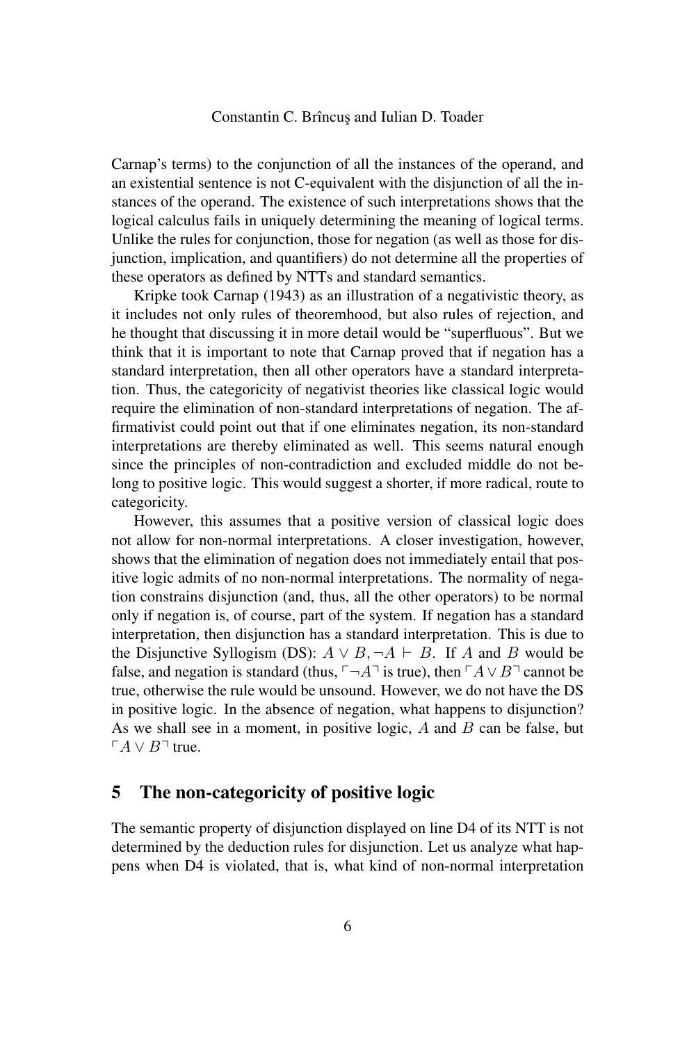Carnap's terms) to the conjunction of all the instances of the operand, and an existential sentence is not C-equivalent with the disjunction of all the instances of the operand. The existence of such interpretations shows that the logical calculus fails in uniquely determining the meaning of logical terms. Unlike the rules for conjunction, those for negation (as well as those for disjunction, implication, and quantifiers) do not determine all the properties of these operators as defined by NTTs and standard semantics.

Kripke took Carnap (1943) as an illustration of a negativistic theory, as it includes not only rules of theoremhood, but also rules of rejection, and he thought that discussing it in more detail would be "superfluous". But we think that it is important to note that Carnap proved that if negation has a standard interpretation, then all other operators have a standard interpretation. Thus, the categoricity of negativist theories like classical logic would require the elimination of non-standard interpretations of negation. The affirmativist could point out that if one eliminates negation, its non-standard interpretations are thereby eliminated as well. This seems natural enough since the principles of non-contradiction and excluded middle do not belong to positive logic. This would suggest a shorter, if more radical, route to categoricity.

However, this assumes that a positive version of classical logic does not allow for non-normal interpretations. A closer investigation, however, shows that the elimination of negation does not immediately entail that positive logic admits of no non-normal interpretations. The normality of negation constrains disjunction (and, thus, all the other operators) to be normal only if negation is, of course, part of the system. If negation has a standard interpretation, then disjunction has a standard interpretation. This is due to the Disjunctive Syllogism (DS): $A \vee B, \neg A \vdash B$. If $A$ and $B$ would be false, and negation is standard (thus, $\ulcorner \neg A \urcorner$ is true), then $\ulcorner A \vee B \urcorner$ cannot be true, otherwise the rule would be unsound. However, we do not have the DS in positive logic. In the absence of negation, what happens to disjunction? As we shall see in a moment, in positive logic, $A$ and $B$ can be false, but $\ulcorner A \vee B \urcorner$ true.

## 5 The non-categoricity of positive logic

The semantic property of disjunction displayed on line D4 of its NTT is not determined by the deduction rules for disjunction. Let us analyze what happens when D4 is violated, that is, what kind of non-normal interpretation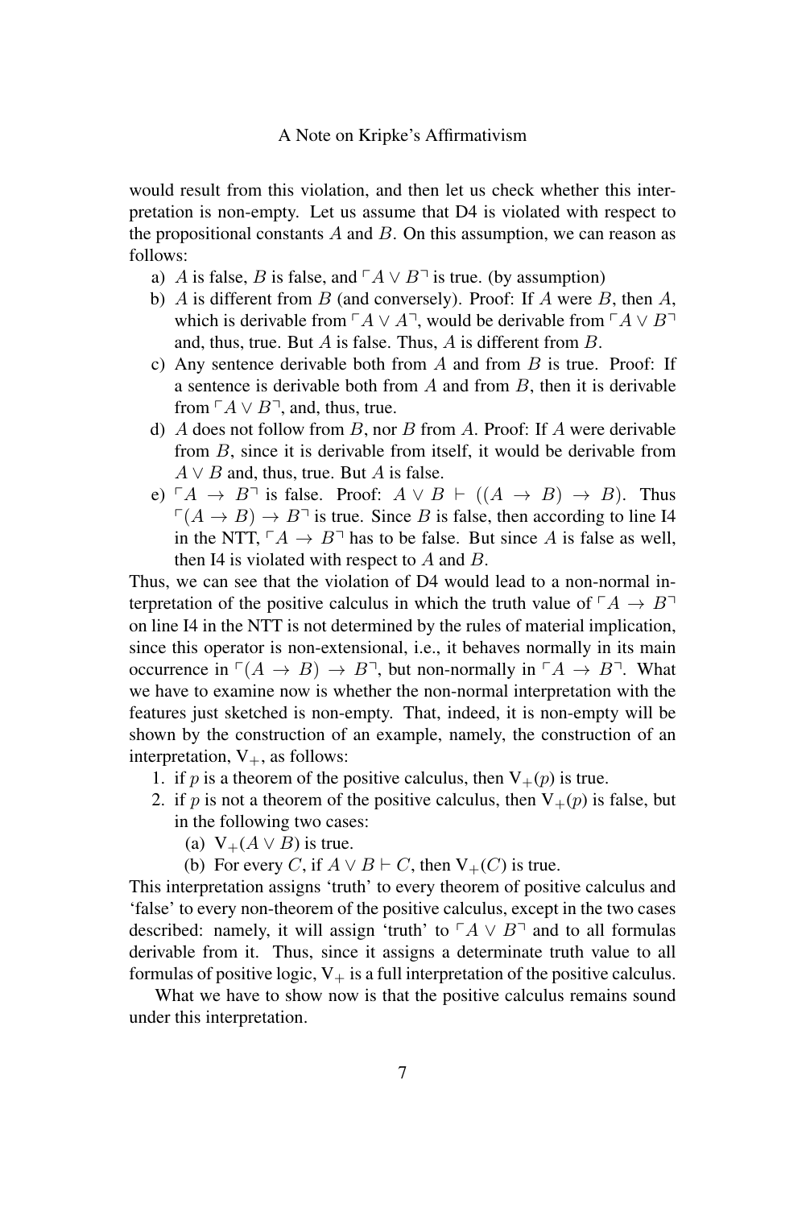would result from this violation, and then let us check whether this interpretation is non-empty. Let us assume that D4 is violated with respect to the propositional constants $A$ and $B$. On this assumption, we can reason as follows:

a) $A$ is false, $B$ is false, and $\ulcorner A \vee B \urcorner$ is true. (by assumption)
b) $A$ is different from $B$ (and conversely). Proof: If $A$ were $B$, then $A$, which is derivable from $\ulcorner A \vee A \urcorner$, would be derivable from $\ulcorner A \vee B \urcorner$ and, thus, true. But $A$ is false. Thus, $A$ is different from $B$.
c) Any sentence derivable both from $A$ and from $B$ is true. Proof: If a sentence is derivable both from $A$ and from $B$, then it is derivable from $\ulcorner A \vee B \urcorner$, and, thus, true.
d) $A$ does not follow from $B$, nor $B$ from $A$. Proof: If $A$ were derivable from $B$, since it is derivable from itself, it would be derivable from $A \vee B$ and, thus, true. But $A$ is false.
e) $\ulcorner A \rightarrow B \urcorner$ is false. Proof: $A \vee B \vdash ((A \rightarrow B) \rightarrow B)$. Thus $\ulcorner (A \rightarrow B) \rightarrow B \urcorner$ is true. Since $B$ is false, then according to line I4 in the NTT, $\ulcorner A \rightarrow B \urcorner$ has to be false. But since $A$ is false as well, then I4 is violated with respect to $A$ and $B$.

Thus, we can see that the violation of D4 would lead to a non-normal interpretation of the positive calculus in which the truth value of $\ulcorner A \rightarrow B \urcorner$ on line I4 in the NTT is not determined by the rules of material implication, since this operator is non-extensional, i.e., it behaves normally in its main occurrence in $\ulcorner (A \rightarrow B) \rightarrow B \urcorner$, but non-normally in $\ulcorner A \rightarrow B \urcorner$. What we have to examine now is whether the non-normal interpretation with the features just sketched is non-empty. That, indeed, it is non-empty will be shown by the construction of an example, namely, the construction of an interpretation, $\mathrm{V}_+$, as follows:

1. if $p$ is a theorem of the positive calculus, then $\mathrm{V}_+(p)$ is true.
2. if $p$ is not a theorem of the positive calculus, then $\mathrm{V}_+(p)$ is false, but in the following two cases:
   (a) $\mathrm{V}_+(A \vee B)$ is true.
   (b) For every $C$, if $A \vee B \vdash C$, then $\mathrm{V}_+(C)$ is true.

This interpretation assigns 'truth' to every theorem of positive calculus and 'false' to every non-theorem of the positive calculus, except in the two cases described: namely, it will assign 'truth' to $\ulcorner A \vee B \urcorner$ and to all formulas derivable from it. Thus, since it assigns a determinate truth value to all formulas of positive logic, $\mathrm{V}_+$ is a full interpretation of the positive calculus.

What we have to show now is that the positive calculus remains sound under this interpretation.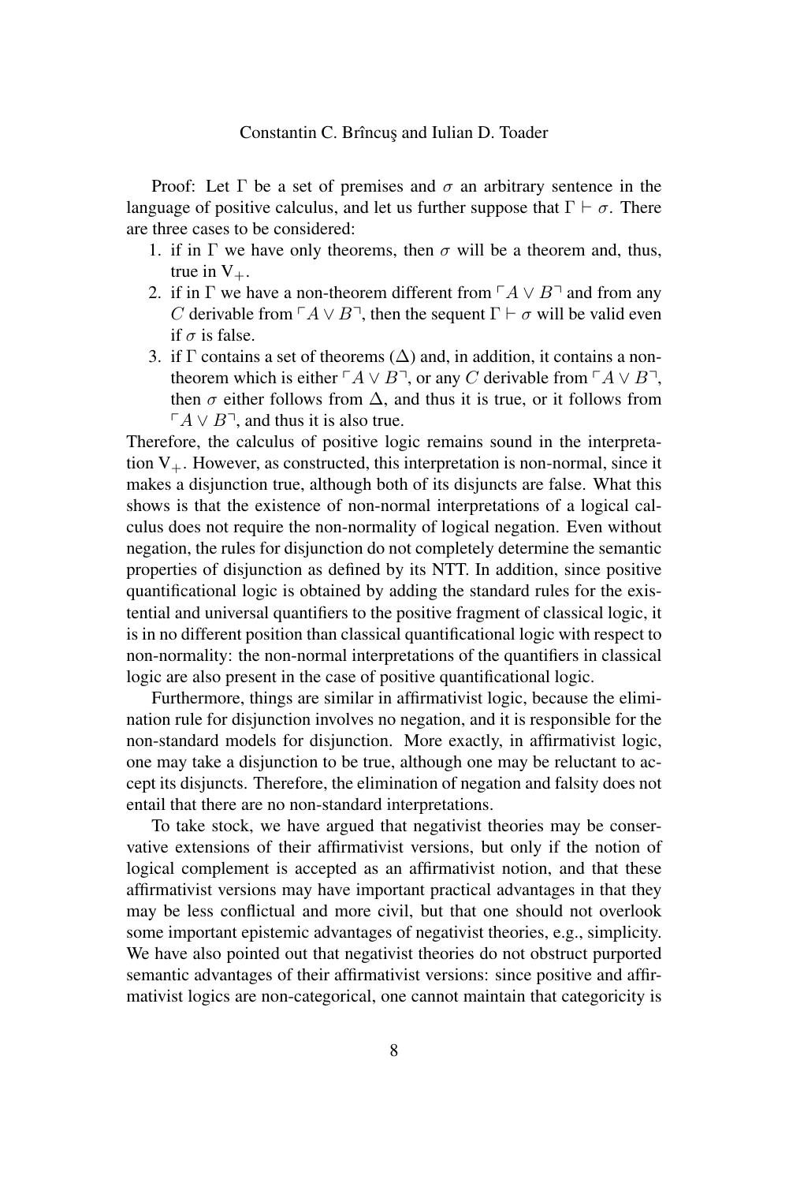Proof: Let $\Gamma$ be a set of premises and $\sigma$ an arbitrary sentence in the language of positive calculus, and let us further suppose that $\Gamma \vdash \sigma$. There are three cases to be considered:

1. if in $\Gamma$ we have only theorems, then $\sigma$ will be a theorem and, thus, true in $\mathrm{V}_+$.
2. if in $\Gamma$ we have a non-theorem different from $\ulcorner A \vee B \urcorner$ and from any $C$ derivable from $\ulcorner A \vee B \urcorner$, then the sequent $\Gamma \vdash \sigma$ will be valid even if $\sigma$ is false.
3. if $\Gamma$ contains a set of theorems ($\Delta$) and, in addition, it contains a non-theorem which is either $\ulcorner A \vee B \urcorner$, or any $C$ derivable from $\ulcorner A \vee B \urcorner$, then $\sigma$ either follows from $\Delta$, and thus it is true, or it follows from $\ulcorner A \vee B \urcorner$, and thus it is also true.

Therefore, the calculus of positive logic remains sound in the interpretation $\mathrm{V}_+$. However, as constructed, this interpretation is non-normal, since it makes a disjunction true, although both of its disjuncts are false. What this shows is that the existence of non-normal interpretations of a logical calculus does not require the non-normality of logical negation. Even without negation, the rules for disjunction do not completely determine the semantic properties of disjunction as defined by its NTT. In addition, since positive quantificational logic is obtained by adding the standard rules for the existential and universal quantifiers to the positive fragment of classical logic, it is in no different position than classical quantificational logic with respect to non-normality: the non-normal interpretations of the quantifiers in classical logic are also present in the case of positive quantificational logic.

Furthermore, things are similar in affirmativist logic, because the elimination rule for disjunction involves no negation, and it is responsible for the non-standard models for disjunction. More exactly, in affirmativist logic, one may take a disjunction to be true, although one may be reluctant to accept its disjuncts. Therefore, the elimination of negation and falsity does not entail that there are no non-standard interpretations.

To take stock, we have argued that negativist theories may be conservative extensions of their affirmativist versions, but only if the notion of logical complement is accepted as an affirmativist notion, and that these affirmativist versions may have important practical advantages in that they may be less conflictual and more civil, but that one should not overlook some important epistemic advantages of negativist theories, e.g., simplicity. We have also pointed out that negativist theories do not obstruct purported semantic advantages of their affirmativist versions: since positive and affirmativist logics are non-categorical, one cannot maintain that categoricity is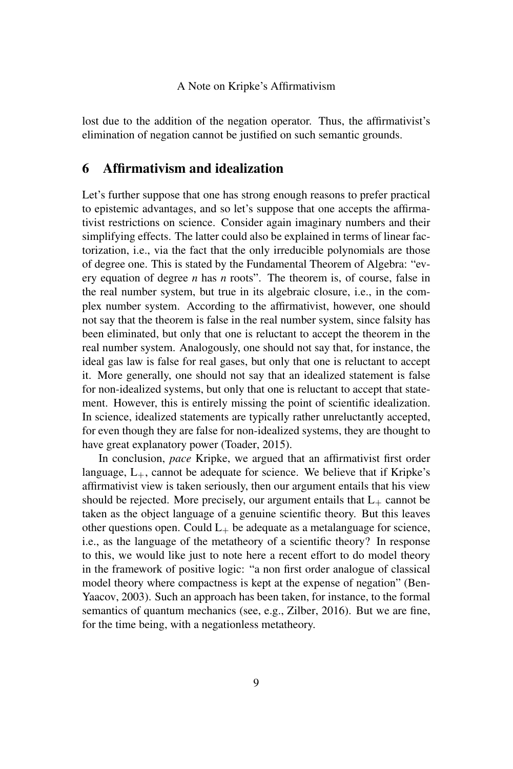lost due to the addition of the negation operator. Thus, the affirmativist's elimination of negation cannot be justified on such semantic grounds.

## 6 Affirmativism and idealization

Let's further suppose that one has strong enough reasons to prefer practical to epistemic advantages, and so let's suppose that one accepts the affirmativist restrictions on science. Consider again imaginary numbers and their simplifying effects. The latter could also be explained in terms of linear factorization, i.e., via the fact that the only irreducible polynomials are those of degree one. This is stated by the Fundamental Theorem of Algebra: "every equation of degree *n* has *n* roots". The theorem is, of course, false in the real number system, but true in its algebraic closure, i.e., in the complex number system. According to the affirmativist, however, one should not say that the theorem is false in the real number system, since falsity has been eliminated, but only that one is reluctant to accept the theorem in the real number system. Analogously, one should not say that, for instance, the ideal gas law is false for real gases, but only that one is reluctant to accept it. More generally, one should not say that an idealized statement is false for non-idealized systems, but only that one is reluctant to accept that statement. However, this is entirely missing the point of scientific idealization. In science, idealized statements are typically rather unreluctantly accepted, for even though they are false for non-idealized systems, they are thought to have great explanatory power (Toader, 2015).

In conclusion, *pace* Kripke, we argued that an affirmativist first order language, $L_+$, cannot be adequate for science. We believe that if Kripke's affirmativist view is taken seriously, then our argument entails that his view should be rejected. More precisely, our argument entails that $L_+$ cannot be taken as the object language of a genuine scientific theory. But this leaves other questions open. Could $L_+$ be adequate as a metalanguage for science, i.e., as the language of the metatheory of a scientific theory? In response to this, we would like just to note here a recent effort to do model theory in the framework of positive logic: "a non first order analogue of classical model theory where compactness is kept at the expense of negation" (Ben-Yaacov, 2003). Such an approach has been taken, for instance, to the formal semantics of quantum mechanics (see, e.g., Zilber, 2016). But we are fine, for the time being, with a negationless metatheory.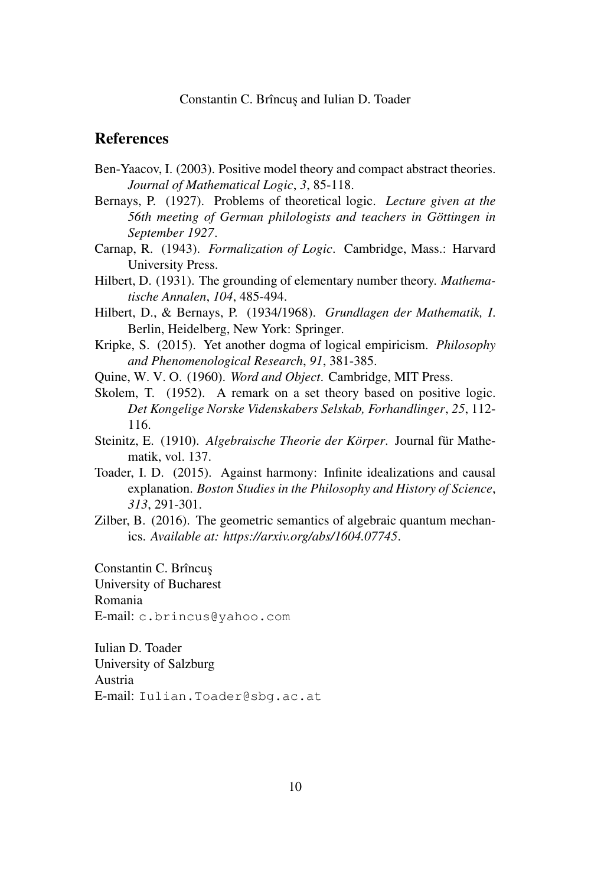## References

Ben-Yaacov, I. (2003). Positive model theory and compact abstract theories. *Journal of Mathematical Logic*, *3*, 85-118.

Bernays, P. (1927). Problems of theoretical logic. *Lecture given at the 56th meeting of German philologists and teachers in Göttingen in September 1927*.

Carnap, R. (1943). *Formalization of Logic*. Cambridge, Mass.: Harvard University Press.

Hilbert, D. (1931). The grounding of elementary number theory. *Mathematische Annalen*, *104*, 485-494.

Hilbert, D., & Bernays, P. (1934/1968). *Grundlagen der Mathematik, I*. Berlin, Heidelberg, New York: Springer.

Kripke, S. (2015). Yet another dogma of logical empiricism. *Philosophy and Phenomenological Research*, *91*, 381-385.

Quine, W. V. O. (1960). *Word and Object*. Cambridge, MIT Press.

Skolem, T. (1952). A remark on a set theory based on positive logic. *Det Kongelige Norske Videnskabers Selskab, Forhandlinger*, *25*, 112-116.

Steinitz, E. (1910). *Algebraische Theorie der Körper*. Journal für Mathematik, vol. 137.

Toader, I. D. (2015). Against harmony: Infinite idealizations and causal explanation. *Boston Studies in the Philosophy and History of Science*, *313*, 291-301.

Zilber, B. (2016). The geometric semantics of algebraic quantum mechanics. *Available at: https://arxiv.org/abs/1604.07745*.

Constantin C. Brîncuş
University of Bucharest
Romania
E-mail: c.brincus@yahoo.com

Iulian D. Toader
University of Salzburg
Austria
E-mail: Iulian.Toader@sbg.ac.at